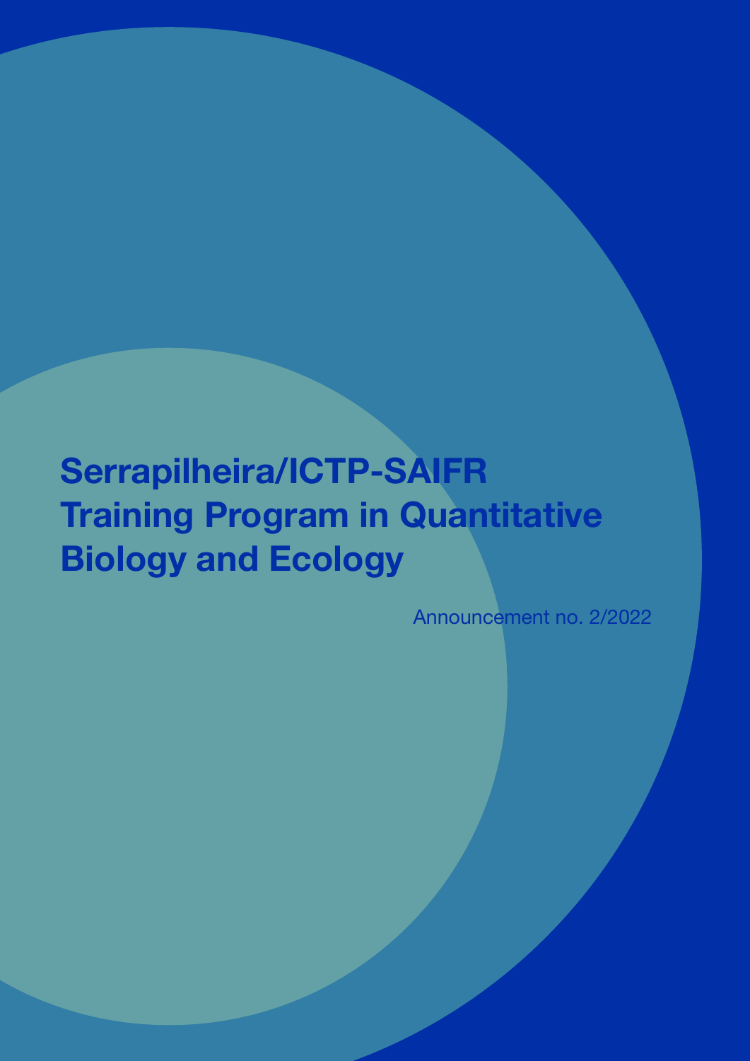# Serrapilheira/ICTP-SAIFR Training Program in Quantitative Biology and Ecology

Announcement no. 2/2022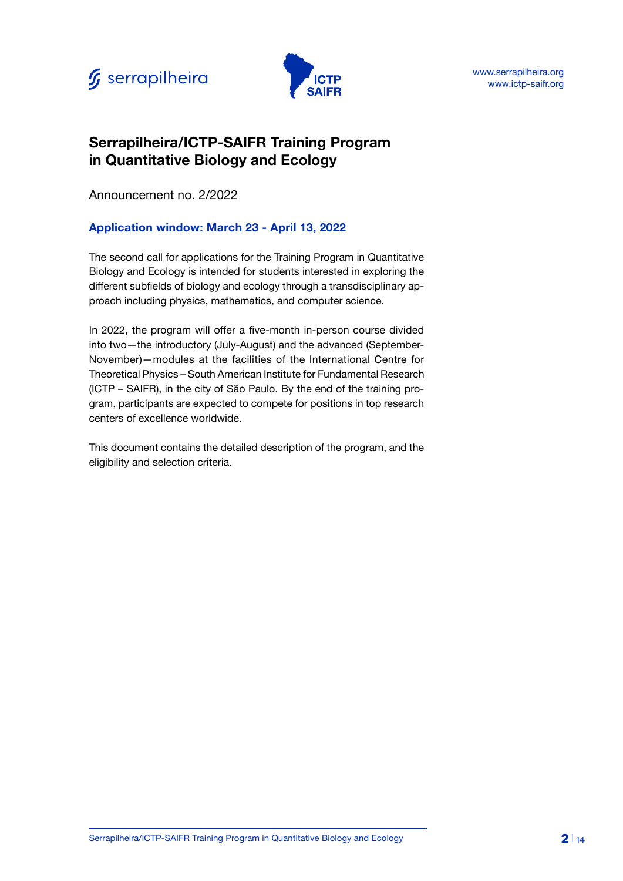# Serrapilheira/ICTP-SAIFR Training Program in Quantitative Biology and Ecology

Announcement no. 2/2022

**Application window: March 23 - April 13, 2022**

The second call for applications for the Training Program in Quantitative Biology and Ecology is intended for students interested in exploring the different subfields of biology and ecology through a transdisciplinary approach including physics, mathematics, and computer science.

In 2022, the program will offer a five-month in-person course divided into two—the introductory (July-August) and the advanced (September-November)—modules at the facilities of the International Centre for Theoretical Physics – South American Institute for Fundamental Research (ICTP – SAIFR), in the city of São Paulo. By the end of the training program, participants are expected to compete for positions in top research centers of excellence worldwide.

This document contains the detailed description of the program, and the eligibility and selection criteria.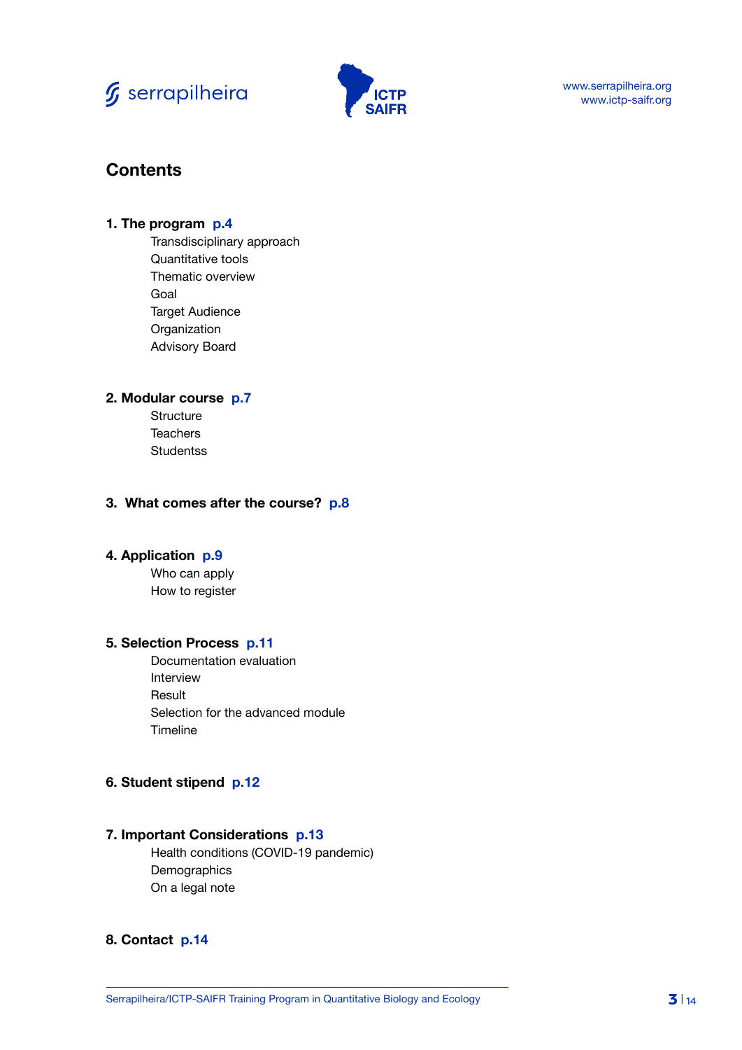# Contents

**1. The program** p.4

- Transdisciplinary approach
- Quantitative tools
- Thematic overview
- Goal
- Target Audience
- Organization
- Advisory Board

**2. Modular course** p.7

- Structure
- Teachers
- Studentss

**3. What comes after the course?** p.8

**4. Application** p.9

- Who can apply
- How to register

**5. Selection Process** p.11

- Documentation evaluation
- Interview
- Result
- Selection for the advanced module
- Timeline

**6. Student stipend** p.12

**7. Important Considerations** p.13

- Health conditions (COVID-19 pandemic)
- Demographics
- On a legal note

**8. Contact** p.14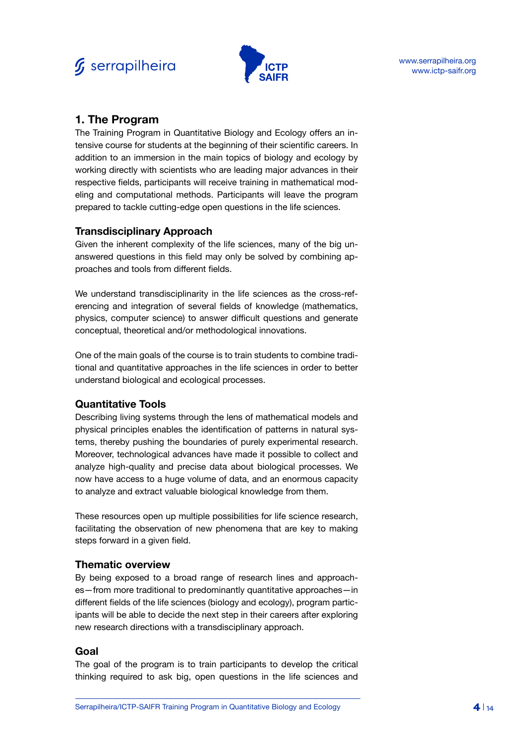## 1. The Program

The Training Program in Quantitative Biology and Ecology offers an intensive course for students at the beginning of their scientific careers. In addition to an immersion in the main topics of biology and ecology by working directly with scientists who are leading major advances in their respective fields, participants will receive training in mathematical modeling and computational methods. Participants will leave the program prepared to tackle cutting-edge open questions in the life sciences.

### Transdisciplinary Approach

Given the inherent complexity of the life sciences, many of the big unanswered questions in this field may only be solved by combining approaches and tools from different fields.

We understand transdisciplinarity in the life sciences as the cross-referencing and integration of several fields of knowledge (mathematics, physics, computer science) to answer difficult questions and generate conceptual, theoretical and/or methodological innovations.

One of the main goals of the course is to train students to combine traditional and quantitative approaches in the life sciences in order to better understand biological and ecological processes.

### Quantitative Tools

Describing living systems through the lens of mathematical models and physical principles enables the identification of patterns in natural systems, thereby pushing the boundaries of purely experimental research. Moreover, technological advances have made it possible to collect and analyze high-quality and precise data about biological processes. We now have access to a huge volume of data, and an enormous capacity to analyze and extract valuable biological knowledge from them.

These resources open up multiple possibilities for life science research, facilitating the observation of new phenomena that are key to making steps forward in a given field.

### Thematic overview

By being exposed to a broad range of research lines and approaches—from more traditional to predominantly quantitative approaches—in different fields of the life sciences (biology and ecology), program participants will be able to decide the next step in their careers after exploring new research directions with a transdisciplinary approach.

### Goal

The goal of the program is to train participants to develop the critical thinking required to ask big, open questions in the life sciences and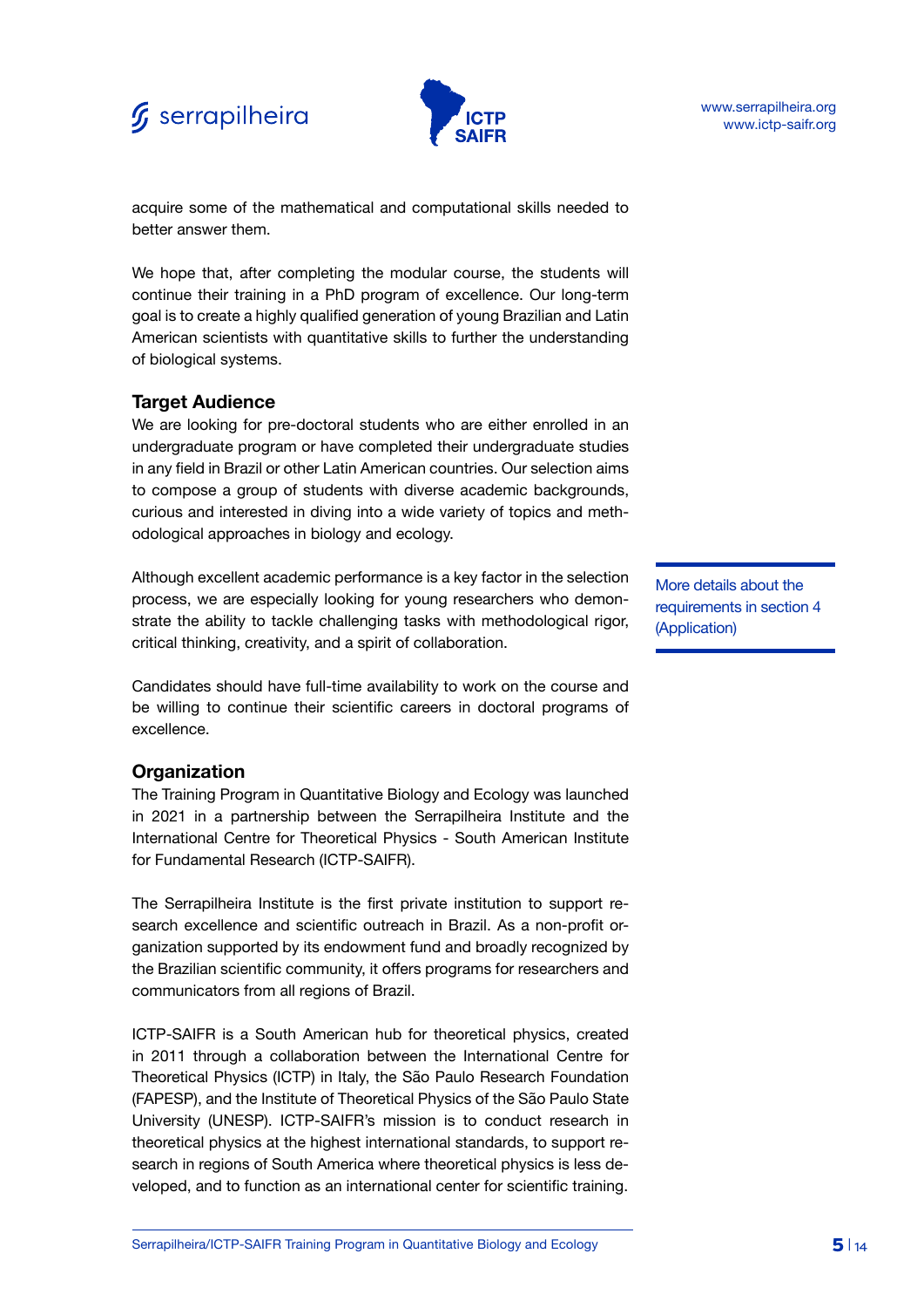acquire some of the mathematical and computational skills needed to better answer them.

We hope that, after completing the modular course, the students will continue their training in a PhD program of excellence. Our long-term goal is to create a highly qualified generation of young Brazilian and Latin American scientists with quantitative skills to further the understanding of biological systems.

## Target Audience

We are looking for pre-doctoral students who are either enrolled in an undergraduate program or have completed their undergraduate studies in any field in Brazil or other Latin American countries. Our selection aims to compose a group of students with diverse academic backgrounds, curious and interested in diving into a wide variety of topics and methodological approaches in biology and ecology.

Although excellent academic performance is a key factor in the selection process, we are especially looking for young researchers who demonstrate the ability to tackle challenging tasks with methodological rigor, critical thinking, creativity, and a spirit of collaboration.

More details about the requirements in section 4 (Application)

Candidates should have full-time availability to work on the course and be willing to continue their scientific careers in doctoral programs of excellence.

## Organization

The Training Program in Quantitative Biology and Ecology was launched in 2021 in a partnership between the Serrapilheira Institute and the International Centre for Theoretical Physics - South American Institute for Fundamental Research (ICTP-SAIFR).

The Serrapilheira Institute is the first private institution to support research excellence and scientific outreach in Brazil. As a non-profit organization supported by its endowment fund and broadly recognized by the Brazilian scientific community, it offers programs for researchers and communicators from all regions of Brazil.

ICTP-SAIFR is a South American hub for theoretical physics, created in 2011 through a collaboration between the International Centre for Theoretical Physics (ICTP) in Italy, the São Paulo Research Foundation (FAPESP), and the Institute of Theoretical Physics of the São Paulo State University (UNESP). ICTP-SAIFR's mission is to conduct research in theoretical physics at the highest international standards, to support research in regions of South America where theoretical physics is less developed, and to function as an international center for scientific training.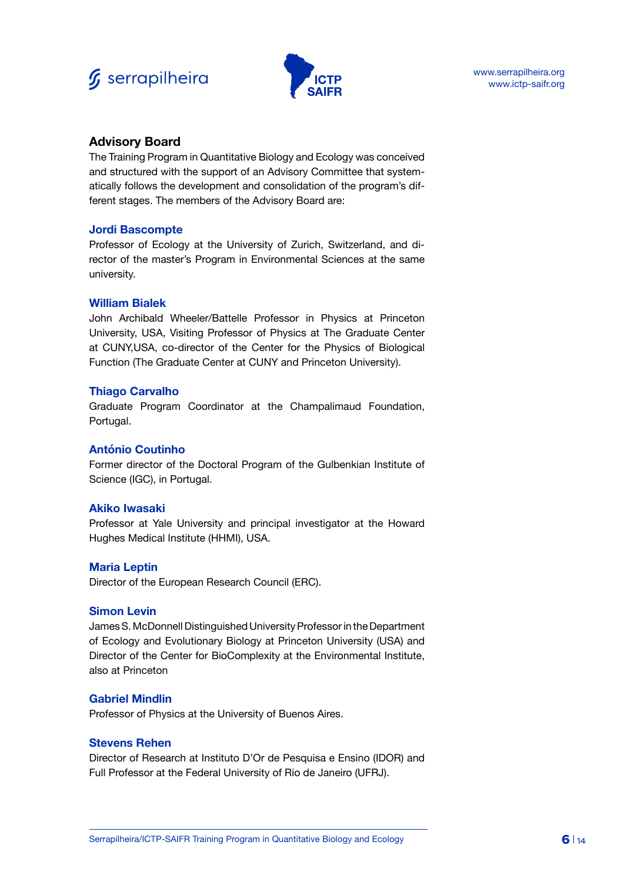## Advisory Board

The Training Program in Quantitative Biology and Ecology was conceived and structured with the support of an Advisory Committee that systematically follows the development and consolidation of the program's different stages. The members of the Advisory Board are:

**Jordi Bascompte**
Professor of Ecology at the University of Zurich, Switzerland, and director of the master's Program in Environmental Sciences at the same university.

**William Bialek**
John Archibald Wheeler/Battelle Professor in Physics at Princeton University, USA, Visiting Professor of Physics at The Graduate Center at CUNY,USA, co-director of the Center for the Physics of Biological Function (The Graduate Center at CUNY and Princeton University).

**Thiago Carvalho**
Graduate Program Coordinator at the Champalimaud Foundation, Portugal.

**António Coutinho**
Former director of the Doctoral Program of the Gulbenkian Institute of Science (IGC), in Portugal.

**Akiko Iwasaki**
Professor at Yale University and principal investigator at the Howard Hughes Medical Institute (HHMI), USA.

**Maria Leptin**
Director of the European Research Council (ERC).

**Simon Levin**
James S. McDonnell Distinguished University Professor in the Department of Ecology and Evolutionary Biology at Princeton University (USA) and Director of the Center for BioComplexity at the Environmental Institute, also at Princeton

**Gabriel Mindlin**
Professor of Physics at the University of Buenos Aires.

**Stevens Rehen**
Director of Research at Instituto D'Or de Pesquisa e Ensino (IDOR) and Full Professor at the Federal University of Rio de Janeiro (UFRJ).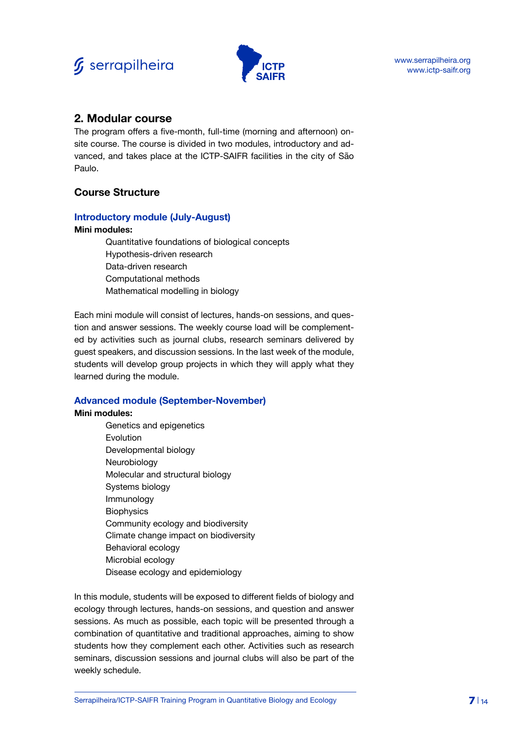## 2. Modular course

The program offers a five-month, full-time (morning and afternoon) on-site course. The course is divided in two modules, introductory and advanced, and takes place at the ICTP-SAIFR facilities in the city of São Paulo.

### Course Structure

#### Introductory module (July-August)

**Mini modules:**

- Quantitative foundations of biological concepts
- Hypothesis-driven research
- Data-driven research
- Computational methods
- Mathematical modelling in biology

Each mini module will consist of lectures, hands-on sessions, and question and answer sessions. The weekly course load will be complemented by activities such as journal clubs, research seminars delivered by guest speakers, and discussion sessions. In the last week of the module, students will develop group projects in which they will apply what they learned during the module.

#### Advanced module (September-November)

**Mini modules:**

- Genetics and epigenetics
- Evolution
- Developmental biology
- Neurobiology
- Molecular and structural biology
- Systems biology
- Immunology
- Biophysics
- Community ecology and biodiversity
- Climate change impact on biodiversity
- Behavioral ecology
- Microbial ecology
- Disease ecology and epidemiology

In this module, students will be exposed to different fields of biology and ecology through lectures, hands-on sessions, and question and answer sessions. As much as possible, each topic will be presented through a combination of quantitative and traditional approaches, aiming to show students how they complement each other. Activities such as research seminars, discussion sessions and journal clubs will also be part of the weekly schedule.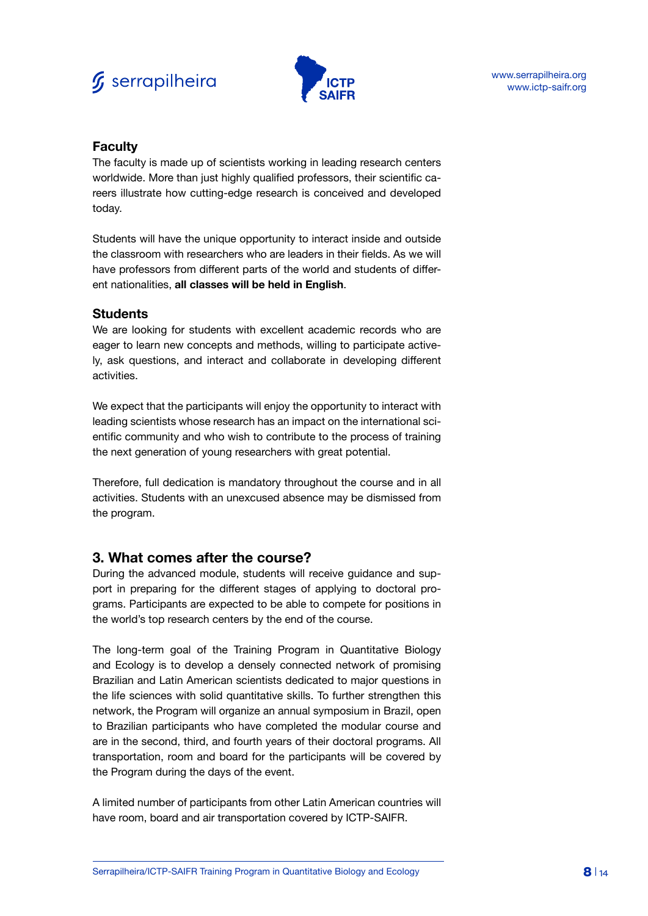### Faculty

The faculty is made up of scientists working in leading research centers worldwide. More than just highly qualified professors, their scientific careers illustrate how cutting-edge research is conceived and developed today.

Students will have the unique opportunity to interact inside and outside the classroom with researchers who are leaders in their fields. As we will have professors from different parts of the world and students of different nationalities, **all classes will be held in English**.

### Students

We are looking for students with excellent academic records who are eager to learn new concepts and methods, willing to participate actively, ask questions, and interact and collaborate in developing different activities.

We expect that the participants will enjoy the opportunity to interact with leading scientists whose research has an impact on the international scientific community and who wish to contribute to the process of training the next generation of young researchers with great potential.

Therefore, full dedication is mandatory throughout the course and in all activities. Students with an unexcused absence may be dismissed from the program.

## 3. What comes after the course?

During the advanced module, students will receive guidance and support in preparing for the different stages of applying to doctoral programs. Participants are expected to be able to compete for positions in the world's top research centers by the end of the course.

The long-term goal of the Training Program in Quantitative Biology and Ecology is to develop a densely connected network of promising Brazilian and Latin American scientists dedicated to major questions in the life sciences with solid quantitative skills. To further strengthen this network, the Program will organize an annual symposium in Brazil, open to Brazilian participants who have completed the modular course and are in the second, third, and fourth years of their doctoral programs. All transportation, room and board for the participants will be covered by the Program during the days of the event.

A limited number of participants from other Latin American countries will have room, board and air transportation covered by ICTP-SAIFR.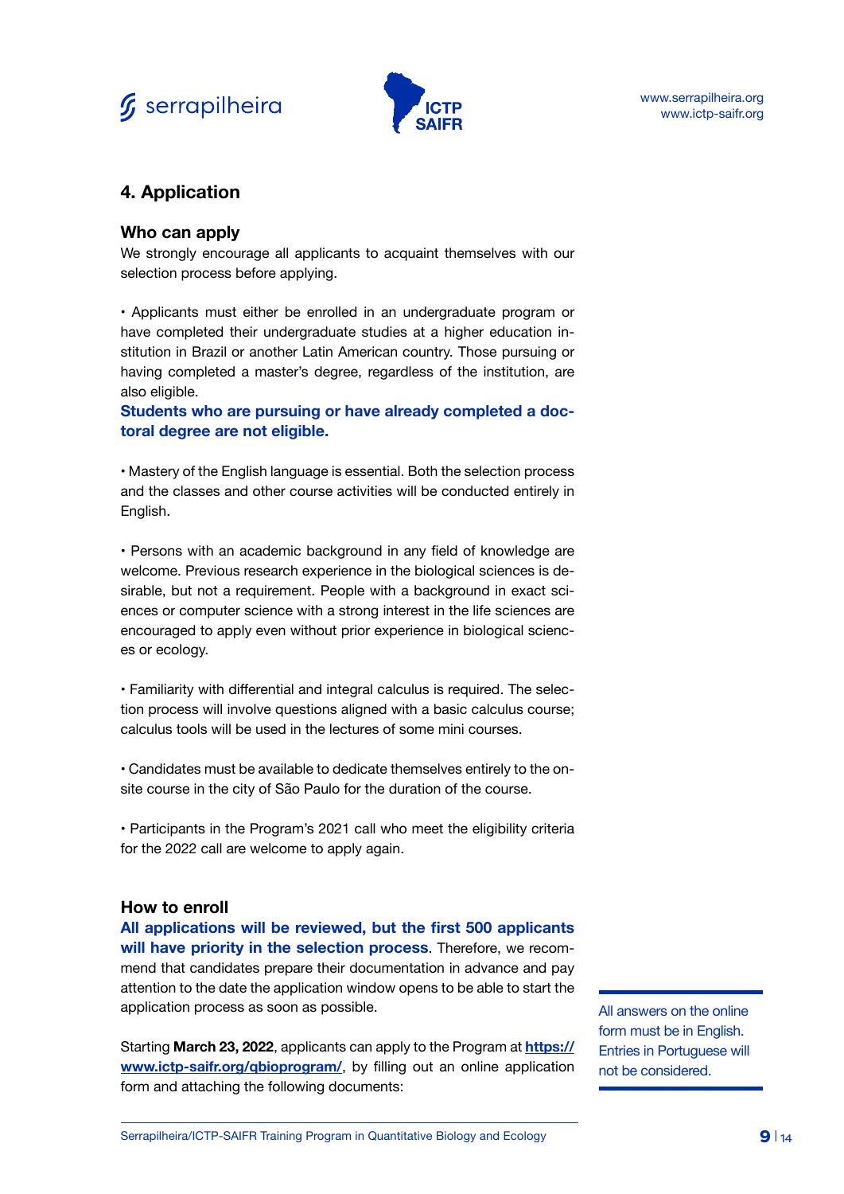## 4. Application

### Who can apply

We strongly encourage all applicants to acquaint themselves with our selection process before applying.

• Applicants must either be enrolled in an undergraduate program or have completed their undergraduate studies at a higher education institution in Brazil or another Latin American country. Those pursuing or having completed a master's degree, regardless of the institution, are also eligible.

**Students who are pursuing or have already completed a doctoral degree are not eligible.**

• Mastery of the English language is essential. Both the selection process and the classes and other course activities will be conducted entirely in English.

• Persons with an academic background in any field of knowledge are welcome. Previous research experience in the biological sciences is desirable, but not a requirement. People with a background in exact sciences or computer science with a strong interest in the life sciences are encouraged to apply even without prior experience in biological sciences or ecology.

• Familiarity with differential and integral calculus is required. The selection process will involve questions aligned with a basic calculus course; calculus tools will be used in the lectures of some mini courses.

• Candidates must be available to dedicate themselves entirely to the on-site course in the city of São Paulo for the duration of the course.

• Participants in the Program's 2021 call who meet the eligibility criteria for the 2022 call are welcome to apply again.

### How to enroll

**All applications will be reviewed, but the first 500 applicants will have priority in the selection process**. Therefore, we recommend that candidates prepare their documentation in advance and pay attention to the date the application window opens to be able to start the application process as soon as possible.

Starting **March 23, 2022**, applicants can apply to the Program at **https://www.ictp-saifr.org/qbioprogram/**, by filling out an online application form and attaching the following documents:

All answers on the online form must be in English. Entries in Portuguese will not be considered.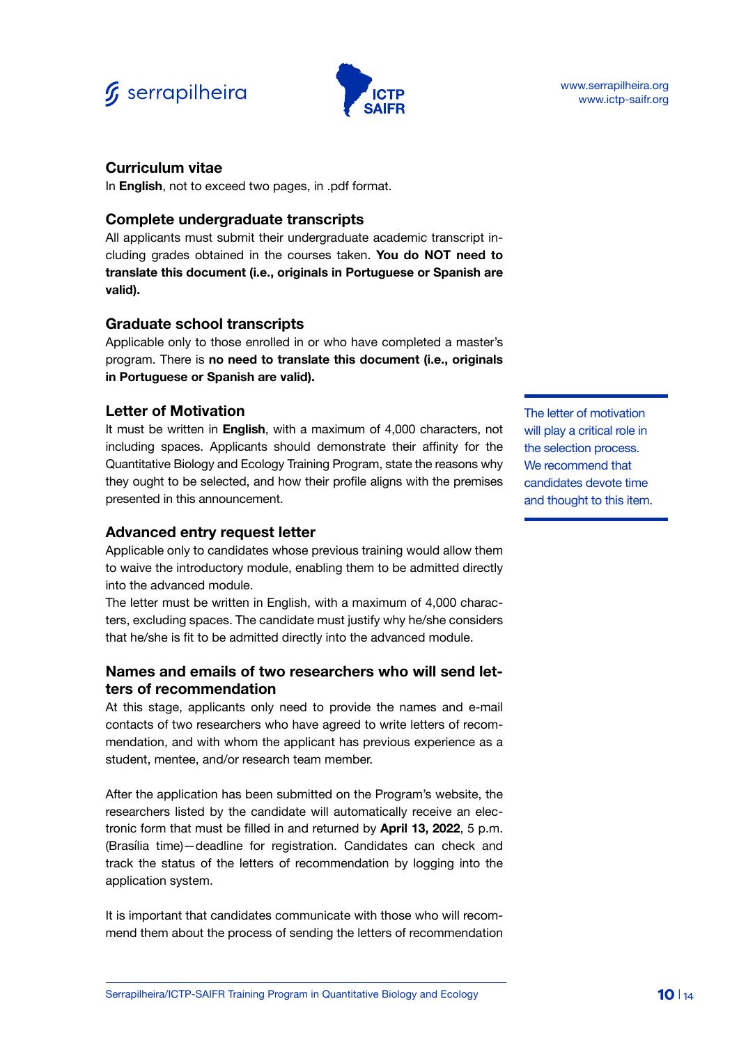### Curriculum vitae

In **English**, not to exceed two pages, in .pdf format.

### Complete undergraduate transcripts

All applicants must submit their undergraduate academic transcript including grades obtained in the courses taken. **You do NOT need to translate this document (i.e., originals in Portuguese or Spanish are valid).**

### Graduate school transcripts

Applicable only to those enrolled in or who have completed a master's program. There is **no need to translate this document (i.e., originals in Portuguese or Spanish are valid).**

### Letter of Motivation

It must be written in **English**, with a maximum of 4,000 characters, not including spaces. Applicants should demonstrate their affinity for the Quantitative Biology and Ecology Training Program, state the reasons why they ought to be selected, and how their profile aligns with the premises presented in this announcement.

> The letter of motivation will play a critical role in the selection process. We recommend that candidates devote time and thought to this item.

### Advanced entry request letter

Applicable only to candidates whose previous training would allow them to waive the introductory module, enabling them to be admitted directly into the advanced module.

The letter must be written in English, with a maximum of 4,000 characters, excluding spaces. The candidate must justify why he/she considers that he/she is fit to be admitted directly into the advanced module.

### Names and emails of two researchers who will send letters of recommendation

At this stage, applicants only need to provide the names and e-mail contacts of two researchers who have agreed to write letters of recommendation, and with whom the applicant has previous experience as a student, mentee, and/or research team member.

After the application has been submitted on the Program's website, the researchers listed by the candidate will automatically receive an electronic form that must be filled in and returned by **April 13, 2022**, 5 p.m. (Brasília time)—deadline for registration. Candidates can check and track the status of the letters of recommendation by logging into the application system.

It is important that candidates communicate with those who will recommend them about the process of sending the letters of recommendation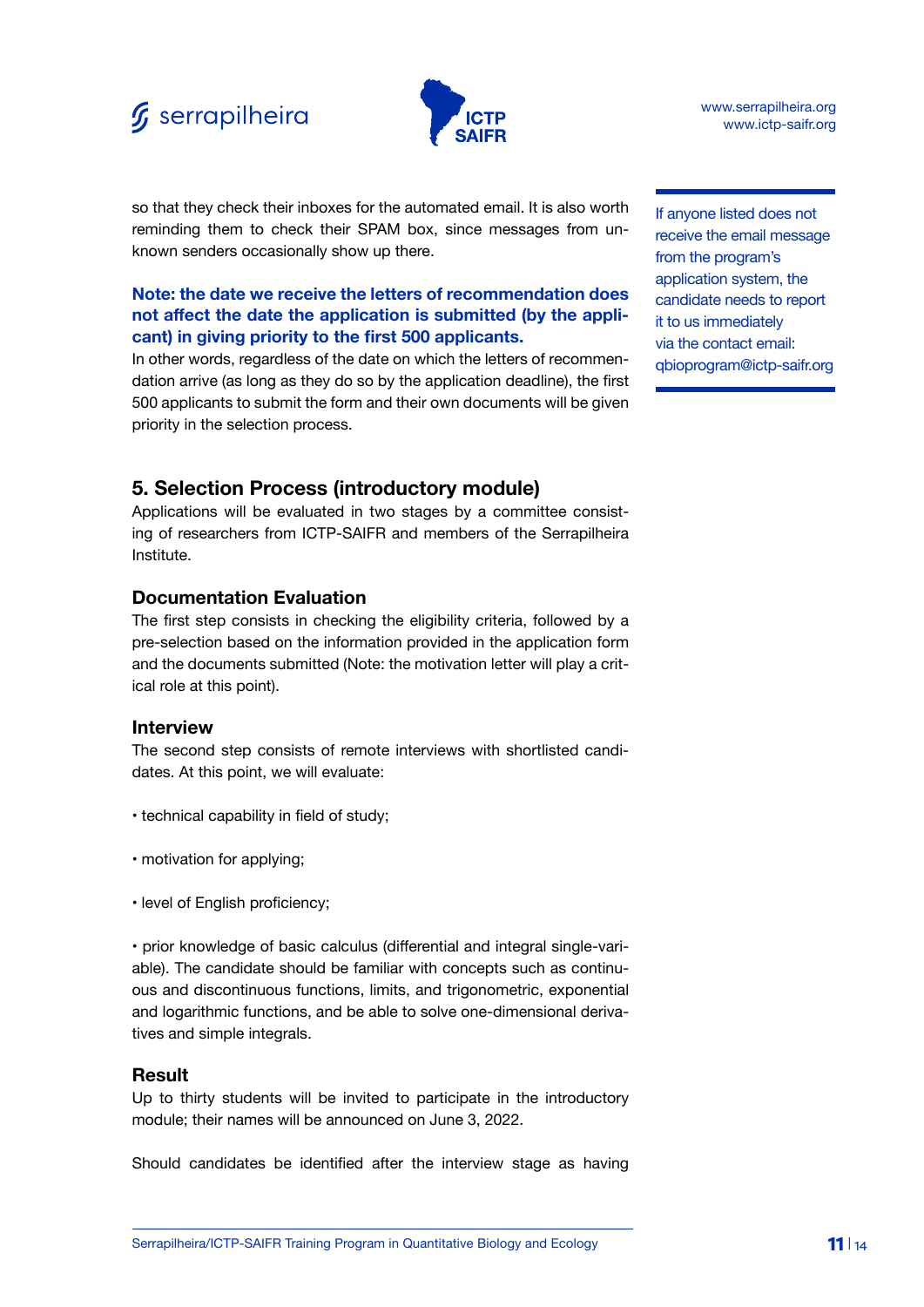so that they check their inboxes for the automated email. It is also worth reminding them to check their SPAM box, since messages from unknown senders occasionally show up there.

**Note: the date we receive the letters of recommendation does not affect the date the application is submitted (by the applicant) in giving priority to the first 500 applicants.**

In other words, regardless of the date on which the letters of recommendation arrive (as long as they do so by the application deadline), the first 500 applicants to submit the form and their own documents will be given priority in the selection process.

If anyone listed does not receive the email message from the program's application system, the candidate needs to report it to us immediately via the contact email: qbioprogram@ictp-saifr.org

## 5. Selection Process (introductory module)

Applications will be evaluated in two stages by a committee consisting of researchers from ICTP-SAIFR and members of the Serrapilheira Institute.

### Documentation Evaluation

The first step consists in checking the eligibility criteria, followed by a pre-selection based on the information provided in the application form and the documents submitted (Note: the motivation letter will play a critical role at this point).

### Interview

The second step consists of remote interviews with shortlisted candidates. At this point, we will evaluate:

- technical capability in field of study;
- motivation for applying;
- level of English proficiency;
- prior knowledge of basic calculus (differential and integral single-variable). The candidate should be familiar with concepts such as continuous and discontinuous functions, limits, and trigonometric, exponential and logarithmic functions, and be able to solve one-dimensional derivatives and simple integrals.

### Result

Up to thirty students will be invited to participate in the introductory module; their names will be announced on June 3, 2022.

Should candidates be identified after the interview stage as having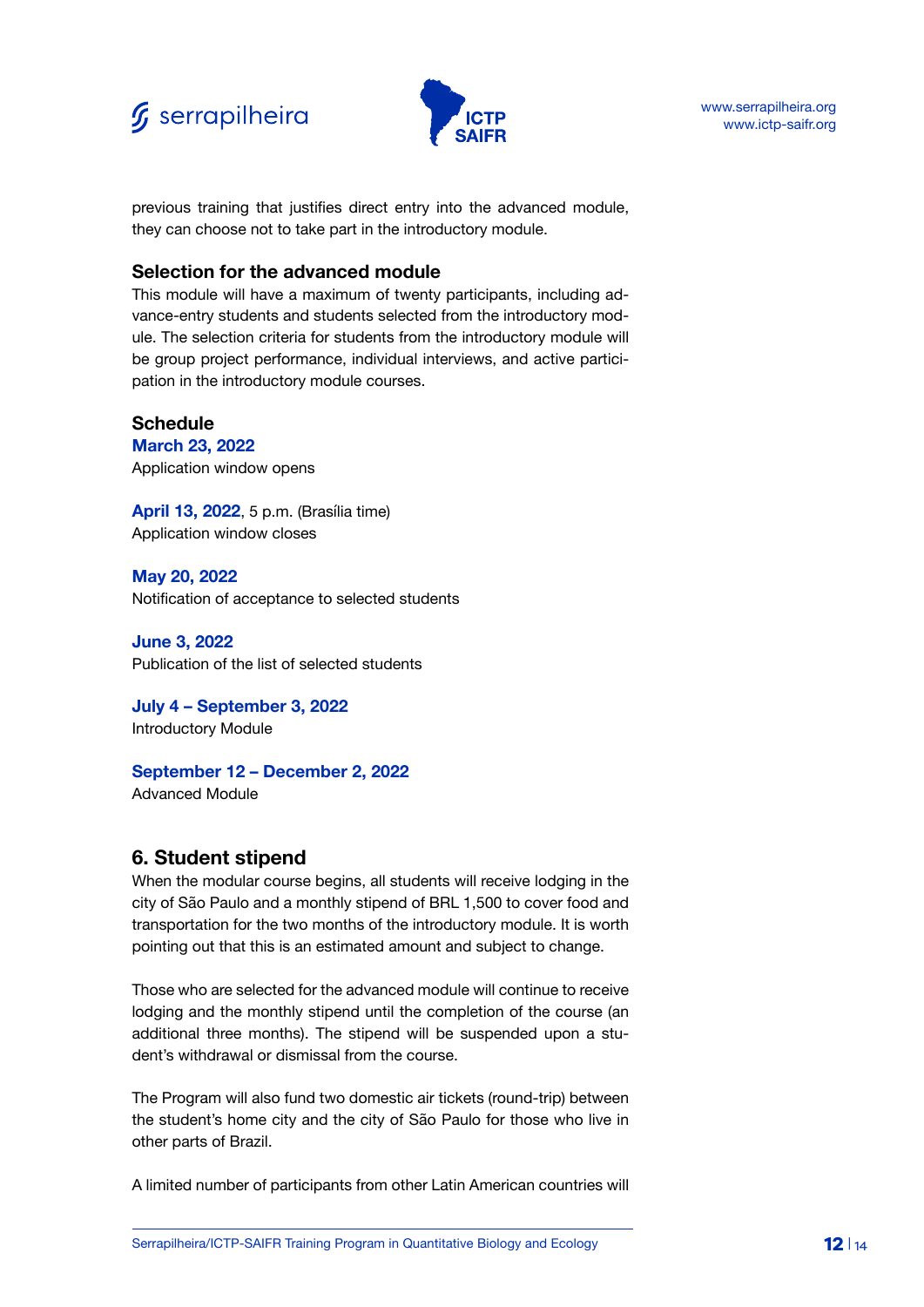previous training that justifies direct entry into the advanced module, they can choose not to take part in the introductory module.

### Selection for the advanced module

This module will have a maximum of twenty participants, including advance-entry students and students selected from the introductory module. The selection criteria for students from the introductory module will be group project performance, individual interviews, and active participation in the introductory module courses.

### Schedule

**March 23, 2022**
Application window opens

**April 13, 2022**, 5 p.m. (Brasília time)
Application window closes

**May 20, 2022**
Notification of acceptance to selected students

**June 3, 2022**
Publication of the list of selected students

**July 4 – September 3, 2022**
Introductory Module

**September 12 – December 2, 2022**
Advanced Module

## 6. Student stipend

When the modular course begins, all students will receive lodging in the city of São Paulo and a monthly stipend of BRL 1,500 to cover food and transportation for the two months of the introductory module. It is worth pointing out that this is an estimated amount and subject to change.

Those who are selected for the advanced module will continue to receive lodging and the monthly stipend until the completion of the course (an additional three months). The stipend will be suspended upon a student's withdrawal or dismissal from the course.

The Program will also fund two domestic air tickets (round-trip) between the student's home city and the city of São Paulo for those who live in other parts of Brazil.

A limited number of participants from other Latin American countries will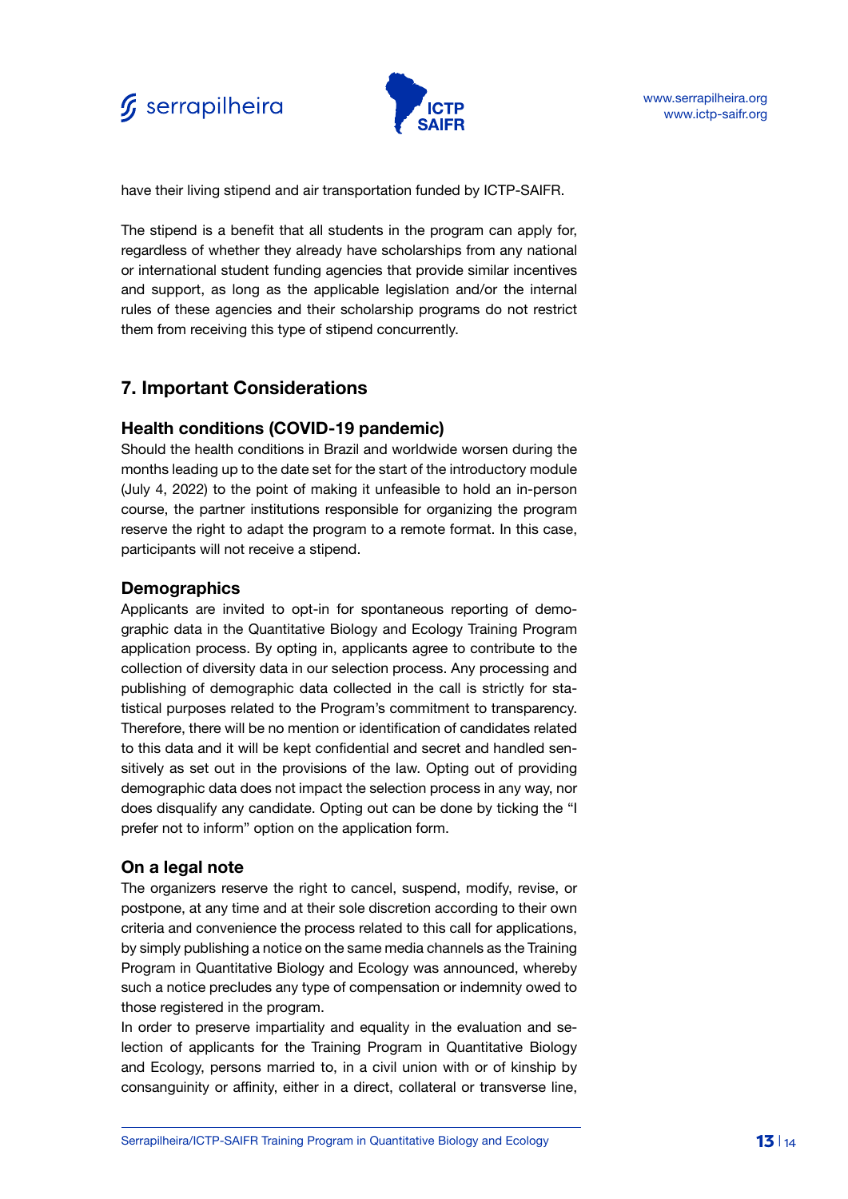have their living stipend and air transportation funded by ICTP-SAIFR.

The stipend is a benefit that all students in the program can apply for, regardless of whether they already have scholarships from any national or international student funding agencies that provide similar incentives and support, as long as the applicable legislation and/or the internal rules of these agencies and their scholarship programs do not restrict them from receiving this type of stipend concurrently.

## 7. Important Considerations

### Health conditions (COVID-19 pandemic)

Should the health conditions in Brazil and worldwide worsen during the months leading up to the date set for the start of the introductory module (July 4, 2022) to the point of making it unfeasible to hold an in-person course, the partner institutions responsible for organizing the program reserve the right to adapt the program to a remote format. In this case, participants will not receive a stipend.

### Demographics

Applicants are invited to opt-in for spontaneous reporting of demographic data in the Quantitative Biology and Ecology Training Program application process. By opting in, applicants agree to contribute to the collection of diversity data in our selection process. Any processing and publishing of demographic data collected in the call is strictly for statistical purposes related to the Program's commitment to transparency. Therefore, there will be no mention or identification of candidates related to this data and it will be kept confidential and secret and handled sensitively as set out in the provisions of the law. Opting out of providing demographic data does not impact the selection process in any way, nor does disqualify any candidate. Opting out can be done by ticking the "I prefer not to inform" option on the application form.

### On a legal note

The organizers reserve the right to cancel, suspend, modify, revise, or postpone, at any time and at their sole discretion according to their own criteria and convenience the process related to this call for applications, by simply publishing a notice on the same media channels as the Training Program in Quantitative Biology and Ecology was announced, whereby such a notice precludes any type of compensation or indemnity owed to those registered in the program.

In order to preserve impartiality and equality in the evaluation and selection of applicants for the Training Program in Quantitative Biology and Ecology, persons married to, in a civil union with or of kinship by consanguinity or affinity, either in a direct, collateral or transverse line,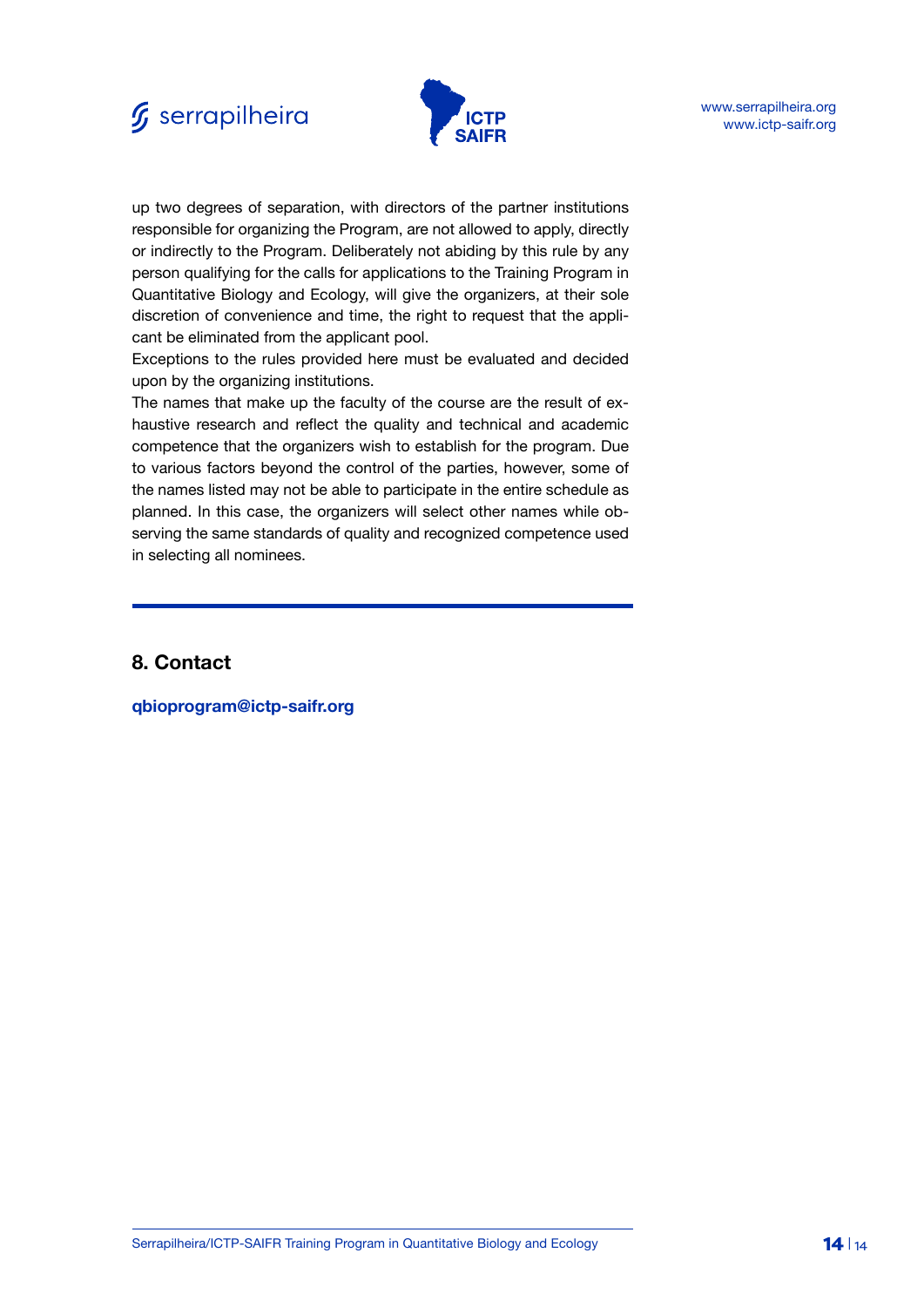up two degrees of separation, with directors of the partner institutions responsible for organizing the Program, are not allowed to apply, directly or indirectly to the Program. Deliberately not abiding by this rule by any person qualifying for the calls for applications to the Training Program in Quantitative Biology and Ecology, will give the organizers, at their sole discretion of convenience and time, the right to request that the applicant be eliminated from the applicant pool.

Exceptions to the rules provided here must be evaluated and decided upon by the organizing institutions.

The names that make up the faculty of the course are the result of exhaustive research and reflect the quality and technical and academic competence that the organizers wish to establish for the program. Due to various factors beyond the control of the parties, however, some of the names listed may not be able to participate in the entire schedule as planned. In this case, the organizers will select other names while observing the same standards of quality and recognized competence used in selecting all nominees.

## 8. Contact

**qbioprogram@ictp-saifr.org**